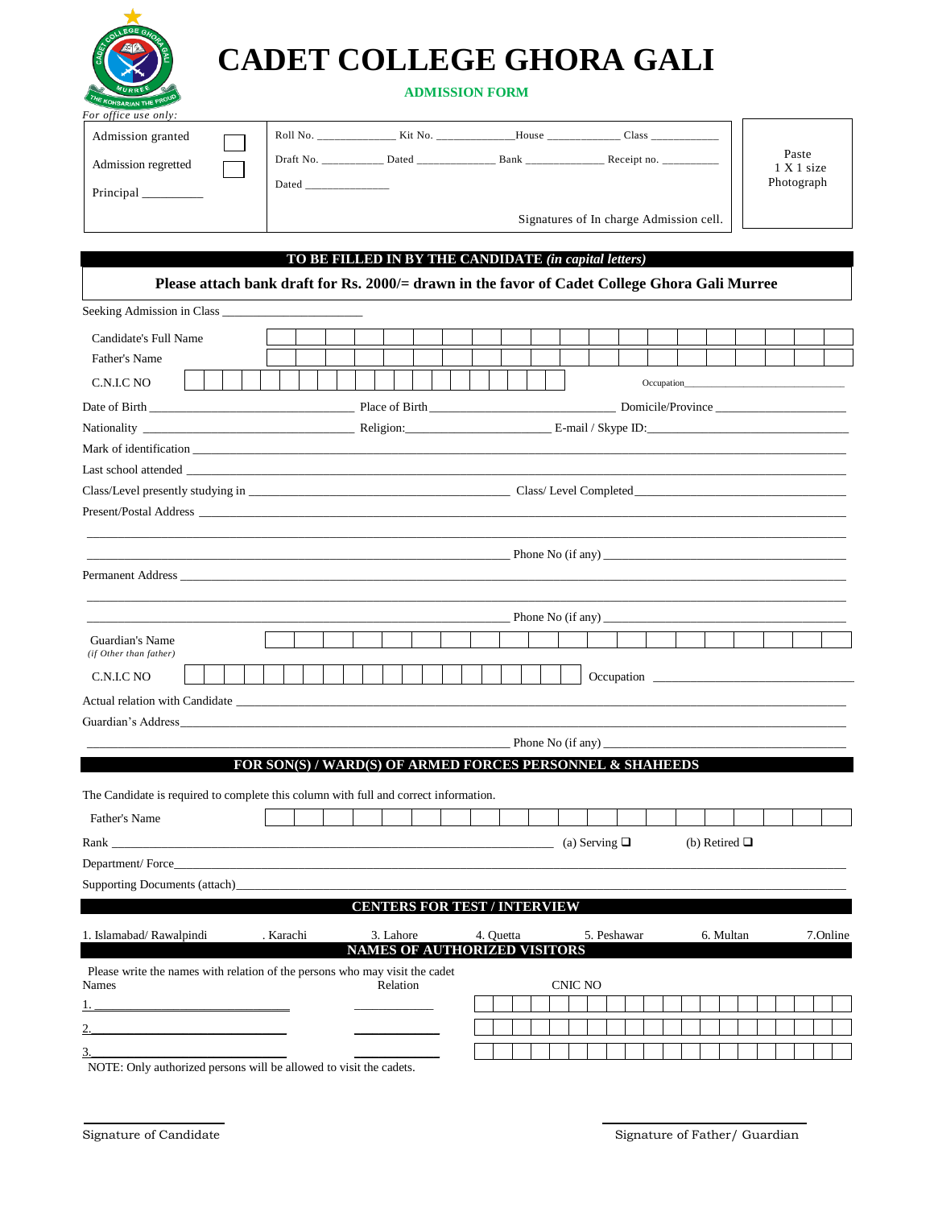# CADET COLLEGE GHORA GALI

## ADMISSION FORM

*For office use only:*

Admission granted ☐

Admission regretted ☐

Principal _________

Roll No. _____________ Kit No. ____________House ____________ Class ____________

Draft No. __________ Dated _____________ Bank _____________ Receipt no. _________

Dated ______________

Signatures of In charge Admission cell.

Paste 1 X 1 size Photograph

## TO BE FILLED IN BY THE CANDIDATE *(in capital letters)*

**Please attach bank draft for Rs. 2000/= drawn in the favor of Cadet College Ghora Gali Murree**

Seeking Admission in Class ______________________

Candidate's Full Name

Father's Name

C.N.I.C NO | Occupation______________________________

Date of Birth ________________________________ Place of Birth ______________________________ Domicile/Province ____________________

Nationality ________________________________ Religion:______________________ E-mail / Skype ID:______________________________

Mark of identification ____________________________________________________________________________________________

Last school attended ______________________________________________________________________________________________

Class/Level presently studying in ________________________________________ Class/ Level Completed________________________________

Present/Postal Address ____________________________________________________________________________________________

___________________________________________________________________________________________________________

___________________________________________________________________ Phone No (if any) _____________________________________

Permanent Address ________________________________________________________________________________________________

___________________________________________________________________________________________________________

___________________________________________________________________ Phone No (if any) _____________________________________

Guardian's Name
*(if Other than father)*

C.N.I.C NO | Occupation ______________________________

Actual relation with Candidate _______________________________________________________________________________________

Guardian's Address________________________________________________________________________________________________

___________________________________________________________________ Phone No (if any) _____________________________________

## FOR SON(S) / WARD(S) OF ARMED FORCES PERSONNEL & SHAHEEDS

The Candidate is required to complete this column with full and correct information.

Father's Name

Rank ______________________________________________________________________ (a) Serving ❑ (b) Retired ❑

Department/ Force_________________________________________________________________________________________________

Supporting Documents (attach)_______________________________________________________________________________________

## CENTERS FOR TEST / INTERVIEW

1. Islamabad/ Rawalpindi . Karachi 3. Lahore 4. Quetta 5. Peshawar 6. Multan 7.Online

## NAMES OF AUTHORIZED VISITORS

Please write the names with relation of the persons who may visit the cadet

| Names | Relation | CNIC NO |
|---|---|---|
| 1. ______________________________ | ____________ | |
| 2. ______________________________ | ____________ | |
| 3. ______________________________ | ____________ | |

NOTE: Only authorized persons will be allowed to visit the cadets.

Signature of Candidate

Signature of Father/ Guardian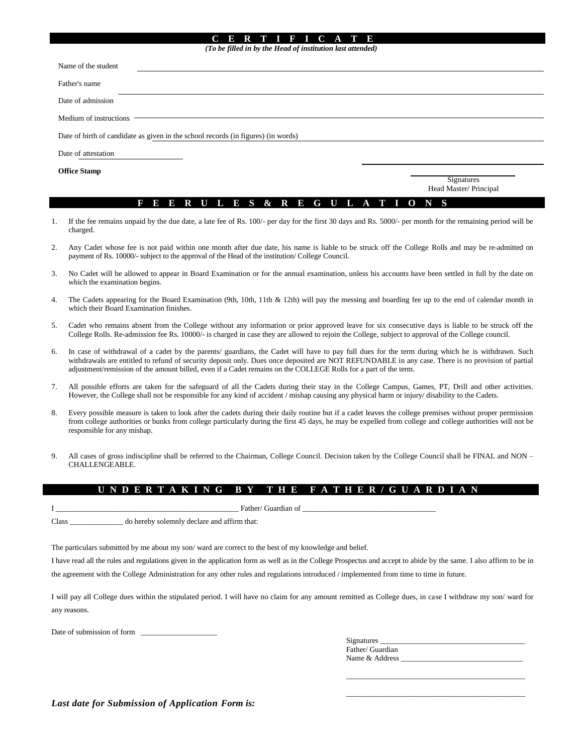## CERTIFICATE

*(To be filled in by the Head of institution last attended)*

Name of the student ______________________________

Father's name ______________________________

Date of admission ______________________________

Medium of instructions ______________________________

Date of birth of candidate as given in the school records (in figures) (in words) ______________________________

Date of attestation ______________

**Office Stamp**

Signatures
Head Master/ Principal

## FEE RULES & REGULATIONS

1. If the fee remains unpaid by the due date, a late fee of Rs. 100/- per day for the first 30 days and Rs. 5000/- per month for the remaining period will be charged.

2. Any Cadet whose fee is not paid within one month after due date, his name is liable to be struck off the College Rolls and may be re-admitted on payment of Rs. 10000/- subject to the approval of the Head of the institution/ College Council.

3. No Cadet will be allowed to appear in Board Examination or for the annual examination, unless his accounts have been settled in full by the date on which the examination begins.

4. The Cadets appearing for the Board Examination (9th, 10th, 11th & 12th) will pay the messing and boarding fee up to the end of calendar month in which their Board Examination finishes.

5. Cadet who remains absent from the College without any information or prior approved leave for six consecutive days is liable to be struck off the College Rolls. Re-admission fee Rs. 10000/- is charged in case they are allowed to rejoin the College, subject to approval of the College council.

6. In case of withdrawal of a cadet by the parents/ guardians, the Cadet will have to pay full dues for the term during which he is withdrawn. Such withdrawals are entitled to refund of security deposit only. Dues once deposited are NOT REFUNDABLE in any case. There is no provision of partial adjustment/remission of the amount billed, even if a Cadet remains on the COLLEGE Rolls for a part of the term.

7. All possible efforts are taken for the safeguard of all the Cadets during their stay in the College Campus, Games, PT, Drill and other activities. However, the College shall not be responsible for any kind of accident / mishap causing any physical harm or injury/ disability to the Cadets.

8. Every possible measure is taken to look after the cadets during their daily routine but if a cadet leaves the college premises without proper permission from college authorities or bunks from college particularly during the first 45 days, he may be expelled from college and college authorities will not be responsible for any mishap.

9. All cases of gross indiscipline shall be referred to the Chairman, College Council. Decision taken by the College Council shall be FINAL and NON – CHALLENGEABLE.

## UNDERTAKING BY THE FATHER/GUARDIAN

I _______________________________________________ Father/ Guardian of __________________________________

Class ______________ do hereby solemnly declare and affirm that:

The particulars submitted by me about my son/ ward are correct to the best of my knowledge and belief.

I have read all the rules and regulations given in the application form as well as in the College Prospectus and accept to abide by the same. I also affirm to be in the agreement with the College Administration for any other rules and regulations introduced / implemented from time to time in future.

I will pay all College dues within the stipulated period. I will have no claim for any amount remitted as College dues, in case I withdraw my son/ ward for any reasons.

Date of submission of form ___________________

Signatures ______________________________________
Father/ Guardian
Name & Address _______________________________

_______________________________________________

_______________________________________________

***Last date for Submission of Application Form is:***